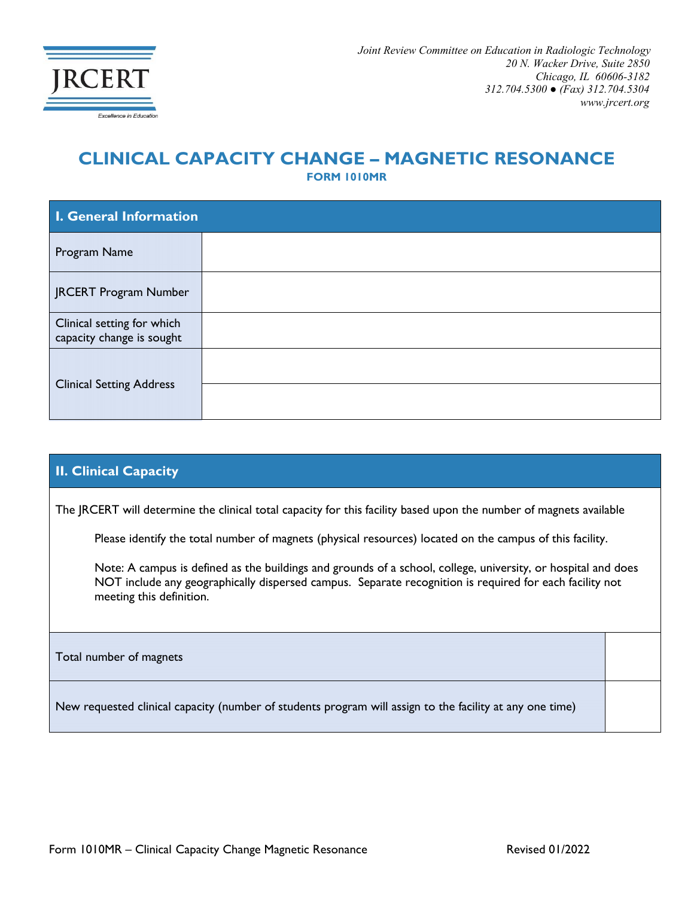JRCERT

Excellence in Education

*Joint Review Committee on Education in Radiologic Technology*
*20 N. Wacker Drive, Suite 2850*
*Chicago, IL 60606-3182*
*312.704.5300 ● (Fax) 312.704.5304*
*www.jrcert.org*

# CLINICAL CAPACITY CHANGE – MAGNETIC RESONANCE

**FORM 1010MR**

| I. General Information | |
|---|---|
| Program Name | |
| JRCERT Program Number | |
| Clinical setting for which capacity change is sought | |
| Clinical Setting Address | |
| | |

## II. Clinical Capacity

The JRCERT will determine the clinical total capacity for this facility based upon the number of magnets available

Please identify the total number of magnets (physical resources) located on the campus of this facility.

Note: A campus is defined as the buildings and grounds of a school, college, university, or hospital and does NOT include any geographically dispersed campus. Separate recognition is required for each facility not meeting this definition.

| | |
|---|---|
| Total number of magnets | |
| New requested clinical capacity (number of students program will assign to the facility at any one time) | |

Form 1010MR – Clinical Capacity Change Magnetic Resonance Revised 01/2022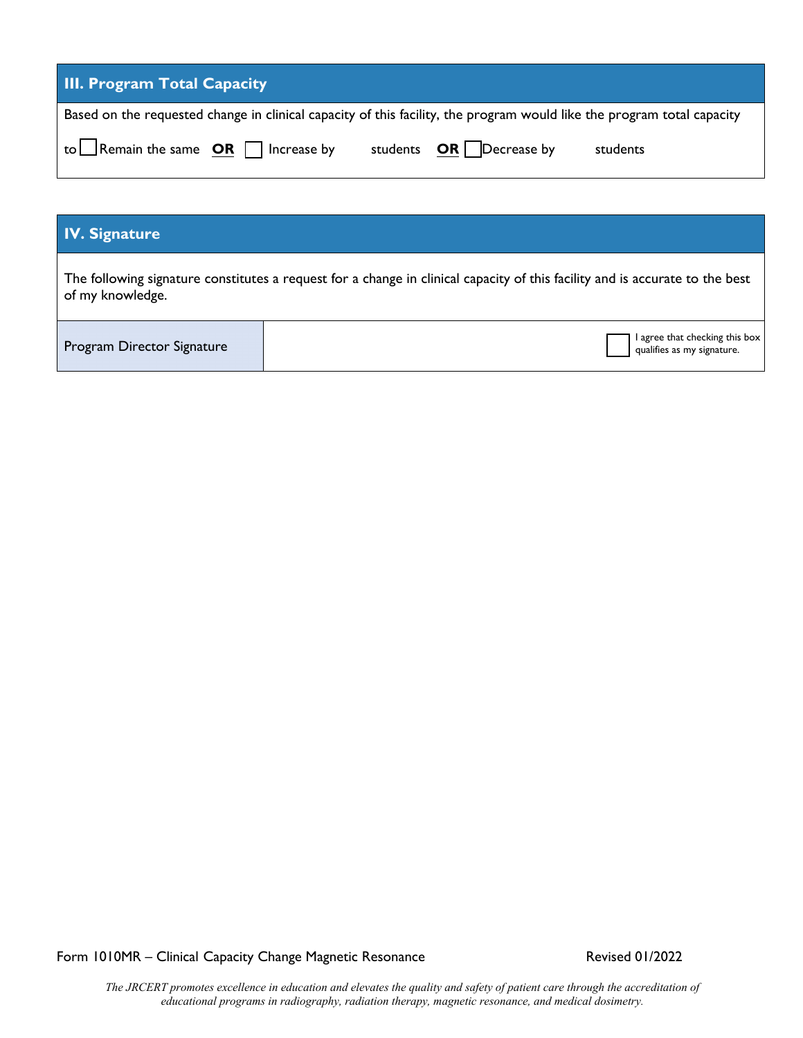## III. Program Total Capacity

Based on the requested change in clinical capacity of this facility, the program would like the program total capacity to ☐ Remain the same **OR** ☐ Increase by students **OR** ☐ Decrease by students

## IV. Signature

The following signature constitutes a request for a change in clinical capacity of this facility and is accurate to the best of my knowledge.

| | | |
|---|---|---|
| Program Director Signature | | ☐ I agree that checking this box qualifies as my signature. |

Form 1010MR – Clinical Capacity Change Magnetic Resonance    Revised 01/2022

*The JRCERT promotes excellence in education and elevates the quality and safety of patient care through the accreditation of educational programs in radiography, radiation therapy, magnetic resonance, and medical dosimetry.*